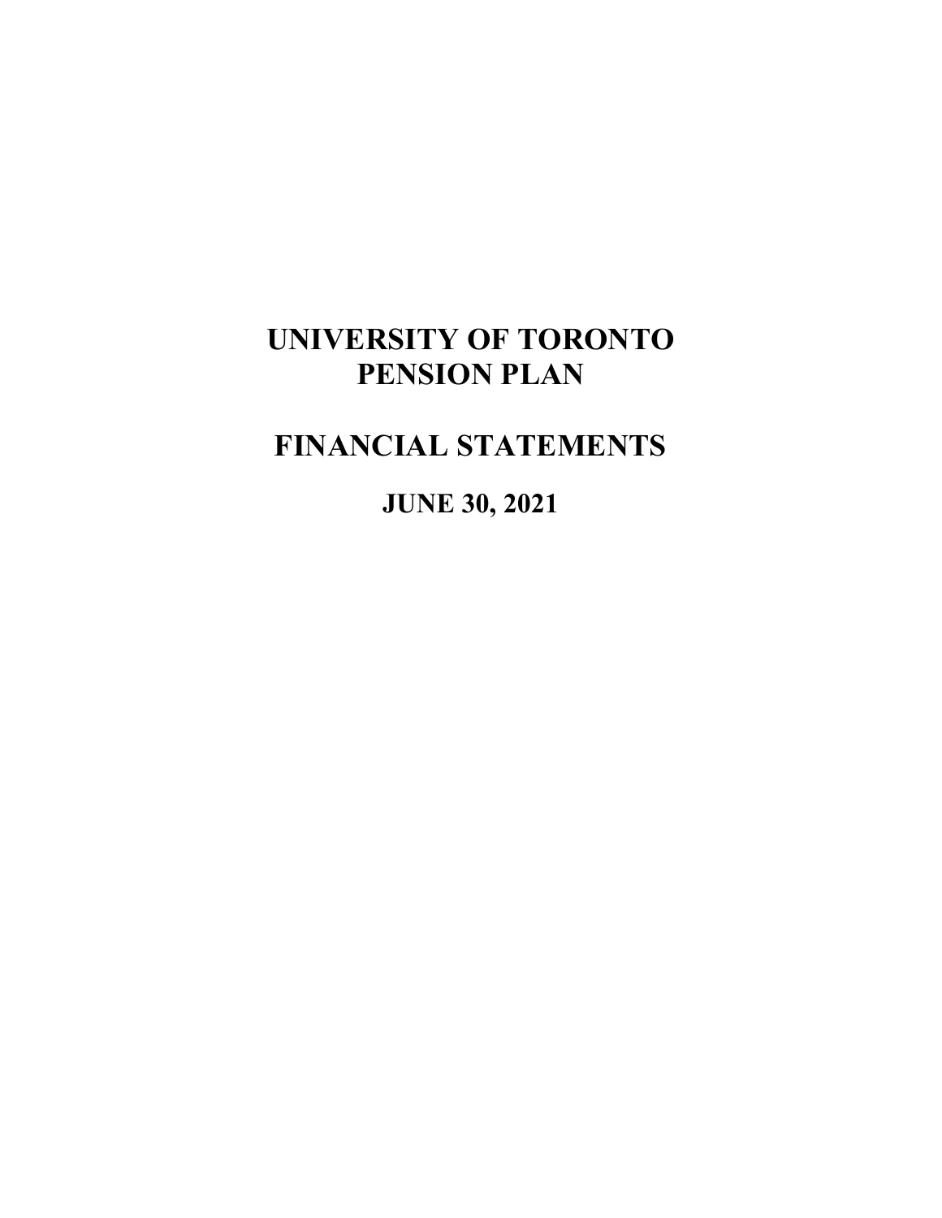# UNIVERSITY OF TORONTO PENSION PLAN

# FINANCIAL STATEMENTS

## JUNE 30, 2021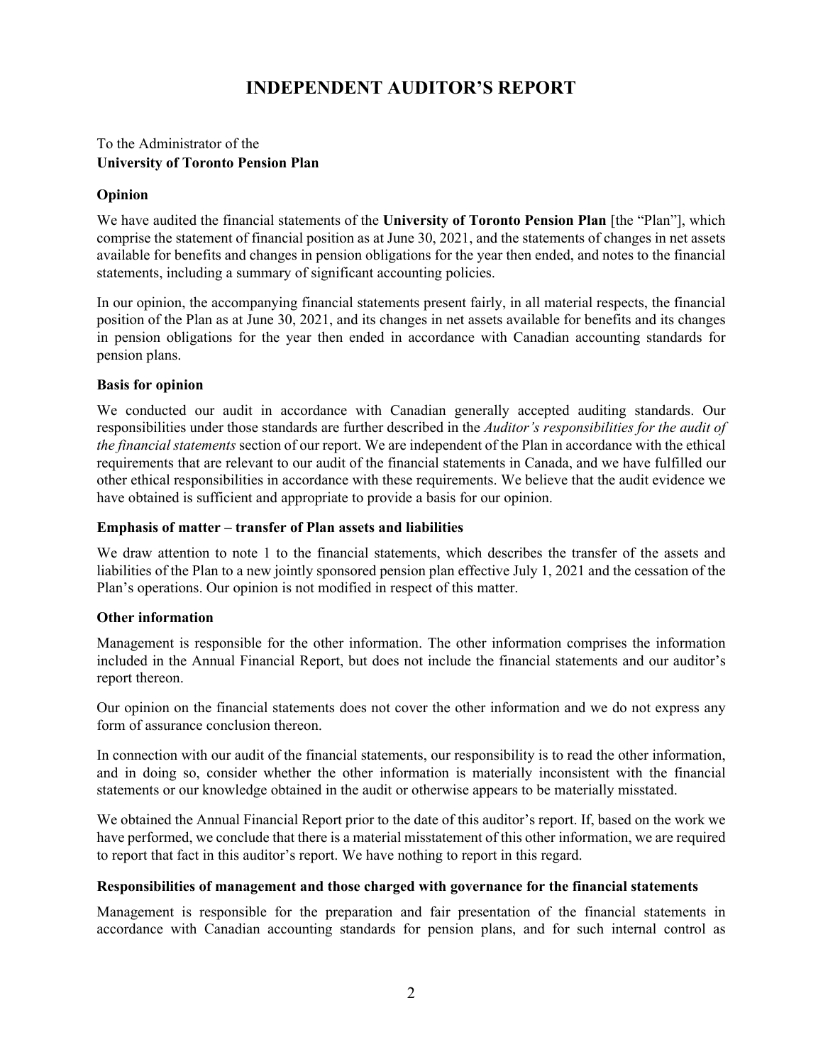# INDEPENDENT AUDITOR'S REPORT

To the Administrator of the
**University of Toronto Pension Plan**

**Opinion**

We have audited the financial statements of the **University of Toronto Pension Plan** [the "Plan"], which comprise the statement of financial position as at June 30, 2021, and the statements of changes in net assets available for benefits and changes in pension obligations for the year then ended, and notes to the financial statements, including a summary of significant accounting policies.

In our opinion, the accompanying financial statements present fairly, in all material respects, the financial position of the Plan as at June 30, 2021, and its changes in net assets available for benefits and its changes in pension obligations for the year then ended in accordance with Canadian accounting standards for pension plans.

**Basis for opinion**

We conducted our audit in accordance with Canadian generally accepted auditing standards. Our responsibilities under those standards are further described in the *Auditor's responsibilities for the audit of the financial statements* section of our report. We are independent of the Plan in accordance with the ethical requirements that are relevant to our audit of the financial statements in Canada, and we have fulfilled our other ethical responsibilities in accordance with these requirements. We believe that the audit evidence we have obtained is sufficient and appropriate to provide a basis for our opinion.

**Emphasis of matter – transfer of Plan assets and liabilities**

We draw attention to note 1 to the financial statements, which describes the transfer of the assets and liabilities of the Plan to a new jointly sponsored pension plan effective July 1, 2021 and the cessation of the Plan's operations. Our opinion is not modified in respect of this matter.

**Other information**

Management is responsible for the other information. The other information comprises the information included in the Annual Financial Report, but does not include the financial statements and our auditor's report thereon.

Our opinion on the financial statements does not cover the other information and we do not express any form of assurance conclusion thereon.

In connection with our audit of the financial statements, our responsibility is to read the other information, and in doing so, consider whether the other information is materially inconsistent with the financial statements or our knowledge obtained in the audit or otherwise appears to be materially misstated.

We obtained the Annual Financial Report prior to the date of this auditor's report. If, based on the work we have performed, we conclude that there is a material misstatement of this other information, we are required to report that fact in this auditor's report. We have nothing to report in this regard.

**Responsibilities of management and those charged with governance for the financial statements**

Management is responsible for the preparation and fair presentation of the financial statements in accordance with Canadian accounting standards for pension plans, and for such internal control as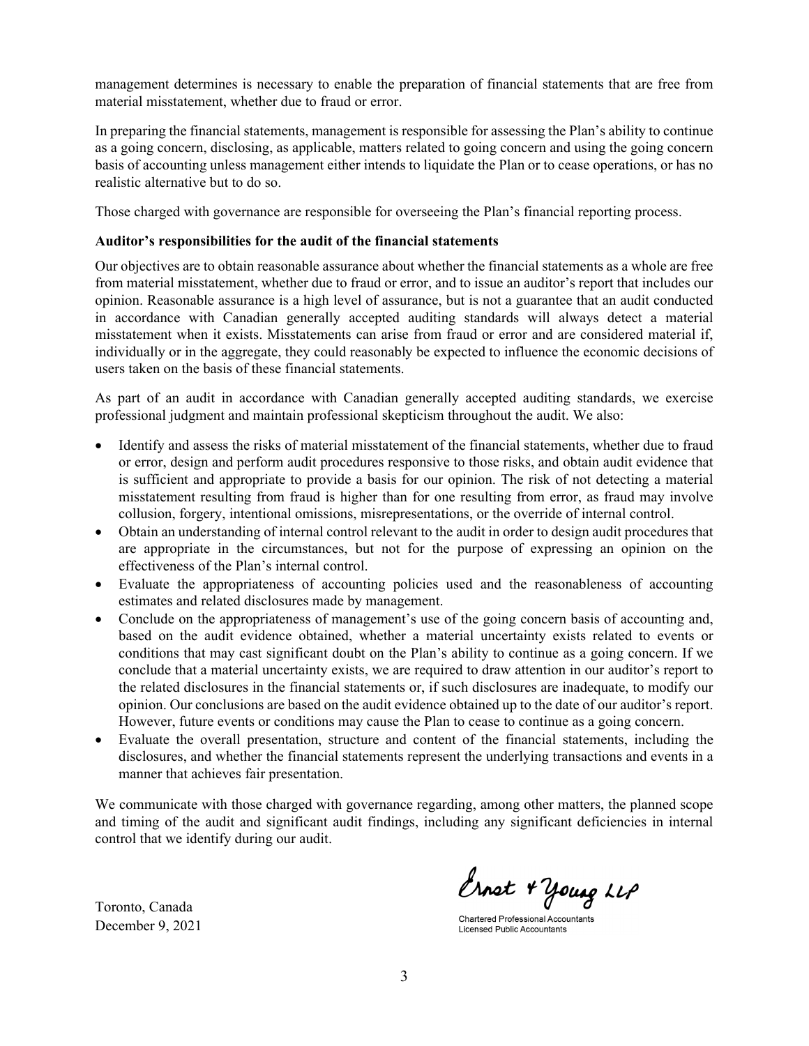management determines is necessary to enable the preparation of financial statements that are free from material misstatement, whether due to fraud or error.

In preparing the financial statements, management is responsible for assessing the Plan's ability to continue as a going concern, disclosing, as applicable, matters related to going concern and using the going concern basis of accounting unless management either intends to liquidate the Plan or to cease operations, or has no realistic alternative but to do so.

Those charged with governance are responsible for overseeing the Plan's financial reporting process.

**Auditor's responsibilities for the audit of the financial statements**

Our objectives are to obtain reasonable assurance about whether the financial statements as a whole are free from material misstatement, whether due to fraud or error, and to issue an auditor's report that includes our opinion. Reasonable assurance is a high level of assurance, but is not a guarantee that an audit conducted in accordance with Canadian generally accepted auditing standards will always detect a material misstatement when it exists. Misstatements can arise from fraud or error and are considered material if, individually or in the aggregate, they could reasonably be expected to influence the economic decisions of users taken on the basis of these financial statements.

As part of an audit in accordance with Canadian generally accepted auditing standards, we exercise professional judgment and maintain professional skepticism throughout the audit. We also:

- Identify and assess the risks of material misstatement of the financial statements, whether due to fraud or error, design and perform audit procedures responsive to those risks, and obtain audit evidence that is sufficient and appropriate to provide a basis for our opinion. The risk of not detecting a material misstatement resulting from fraud is higher than for one resulting from error, as fraud may involve collusion, forgery, intentional omissions, misrepresentations, or the override of internal control.
- Obtain an understanding of internal control relevant to the audit in order to design audit procedures that are appropriate in the circumstances, but not for the purpose of expressing an opinion on the effectiveness of the Plan's internal control.
- Evaluate the appropriateness of accounting policies used and the reasonableness of accounting estimates and related disclosures made by management.
- Conclude on the appropriateness of management's use of the going concern basis of accounting and, based on the audit evidence obtained, whether a material uncertainty exists related to events or conditions that may cast significant doubt on the Plan's ability to continue as a going concern. If we conclude that a material uncertainty exists, we are required to draw attention in our auditor's report to the related disclosures in the financial statements or, if such disclosures are inadequate, to modify our opinion. Our conclusions are based on the audit evidence obtained up to the date of our auditor's report. However, future events or conditions may cause the Plan to cease to continue as a going concern.
- Evaluate the overall presentation, structure and content of the financial statements, including the disclosures, and whether the financial statements represent the underlying transactions and events in a manner that achieves fair presentation.

We communicate with those charged with governance regarding, among other matters, the planned scope and timing of the audit and significant audit findings, including any significant deficiencies in internal control that we identify during our audit.

Ernst & Young LLP

Chartered Professional Accountants
Licensed Public Accountants

Toronto, Canada
December 9, 2021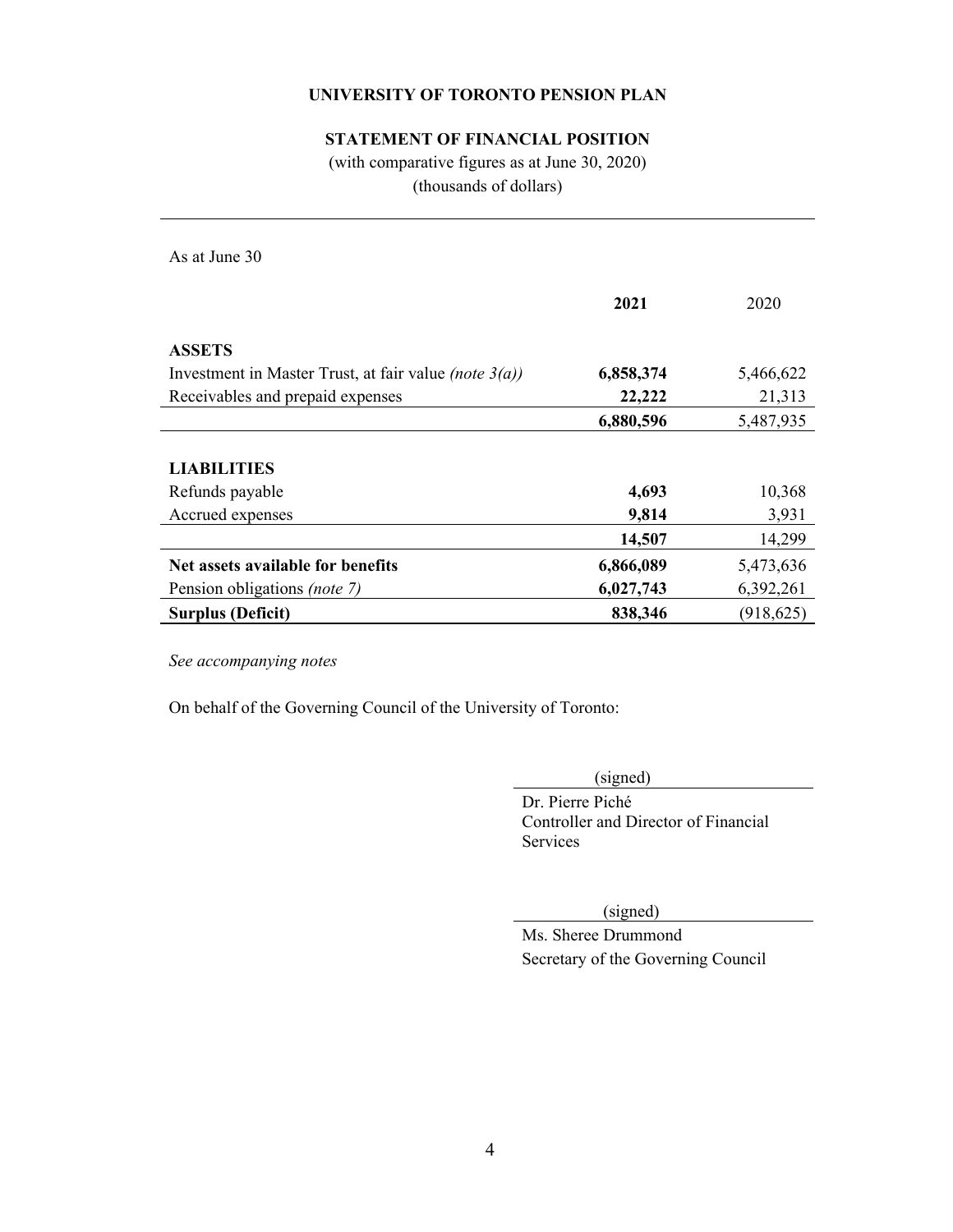**UNIVERSITY OF TORONTO PENSION PLAN**

**STATEMENT OF FINANCIAL POSITION**

(with comparative figures as at June 30, 2020)

(thousands of dollars)

As at June 30

| | **2021** | 2020 |
|---|---|---|
| **ASSETS** | | |
| Investment in Master Trust, at fair value *(note 3(a))* | **6,858,374** | 5,466,622 |
| Receivables and prepaid expenses | **22,222** | 21,313 |
| | **6,880,596** | 5,487,935 |
| **LIABILITIES** | | |
| Refunds payable | **4,693** | 10,368 |
| Accrued expenses | **9,814** | 3,931 |
| | **14,507** | 14,299 |
| **Net assets available for benefits** | **6,866,089** | 5,473,636 |
| Pension obligations *(note 7)* | **6,027,743** | 6,392,261 |
| **Surplus (Deficit)** | **838,346** | (918,625) |

*See accompanying notes*

On behalf of the Governing Council of the University of Toronto:

(signed)

Dr. Pierre Piché
Controller and Director of Financial Services

(signed)

Ms. Sheree Drummond
Secretary of the Governing Council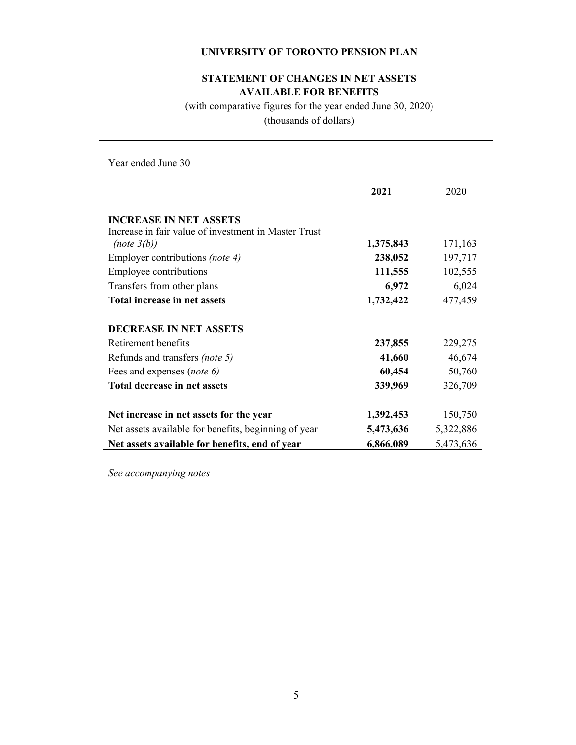# UNIVERSITY OF TORONTO PENSION PLAN

## STATEMENT OF CHANGES IN NET ASSETS AVAILABLE FOR BENEFITS

(with comparative figures for the year ended June 30, 2020)
(thousands of dollars)

Year ended June 30

| | **2021** | 2020 |
|---|---:|---:|
| **INCREASE IN NET ASSETS** | | |
| Increase in fair value of investment in Master Trust *(note 3(b))* | **1,375,843** | 171,163 |
| Employer contributions *(note 4)* | **238,052** | 197,717 |
| Employee contributions | **111,555** | 102,555 |
| Transfers from other plans | **6,972** | 6,024 |
| **Total increase in net assets** | **1,732,422** | 477,459 |
| | | |
| **DECREASE IN NET ASSETS** | | |
| Retirement benefits | **237,855** | 229,275 |
| Refunds and transfers *(note 5)* | **41,660** | 46,674 |
| Fees and expenses (*note 6)* | **60,454** | 50,760 |
| **Total decrease in net assets** | **339,969** | 326,709 |
| | | |
| **Net increase in net assets for the year** | **1,392,453** | 150,750 |
| Net assets available for benefits, beginning of year | **5,473,636** | 5,322,886 |
| **Net assets available for benefits, end of year** | **6,866,089** | 5,473,636 |

*See accompanying notes*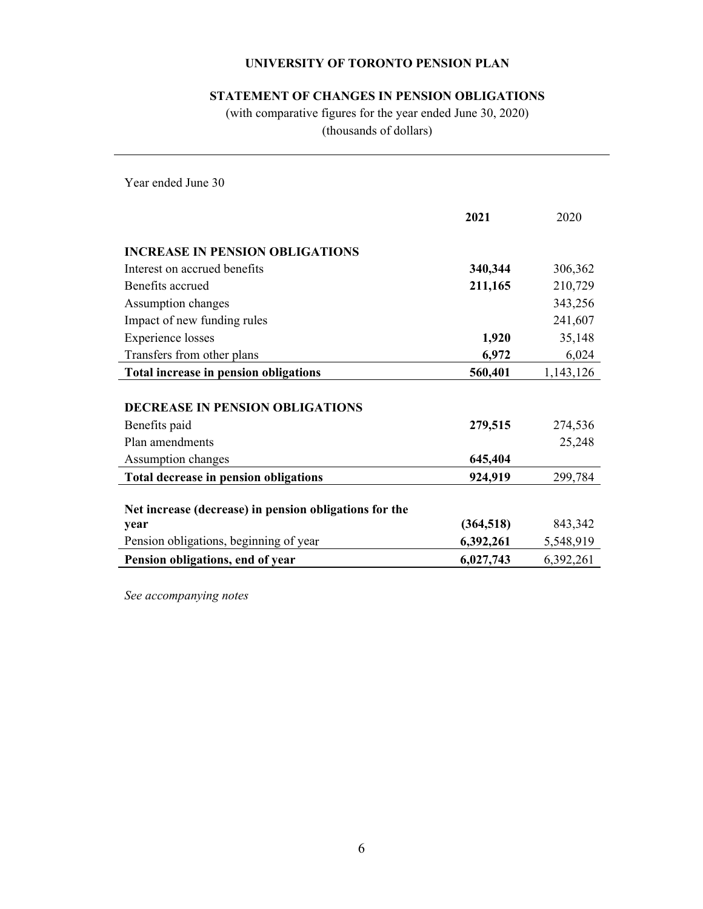# UNIVERSITY OF TORONTO PENSION PLAN

## STATEMENT OF CHANGES IN PENSION OBLIGATIONS

(with comparative figures for the year ended June 30, 2020)
(thousands of dollars)

Year ended June 30

| | **2021** | 2020 |
|---|---|---|
| **INCREASE IN PENSION OBLIGATIONS** | | |
| Interest on accrued benefits | **340,344** | 306,362 |
| Benefits accrued | **211,165** | 210,729 |
| Assumption changes | | 343,256 |
| Impact of new funding rules | | 241,607 |
| Experience losses | **1,920** | 35,148 |
| Transfers from other plans | **6,972** | 6,024 |
| **Total increase in pension obligations** | **560,401** | 1,143,126 |
| **DECREASE IN PENSION OBLIGATIONS** | | |
| Benefits paid | **279,515** | 274,536 |
| Plan amendments | | 25,248 |
| Assumption changes | **645,404** | |
| **Total decrease in pension obligations** | **924,919** | 299,784 |
| **Net increase (decrease) in pension obligations for the year** | **(364,518)** | 843,342 |
| Pension obligations, beginning of year | **6,392,261** | 5,548,919 |
| **Pension obligations, end of year** | **6,027,743** | 6,392,261 |

*See accompanying notes*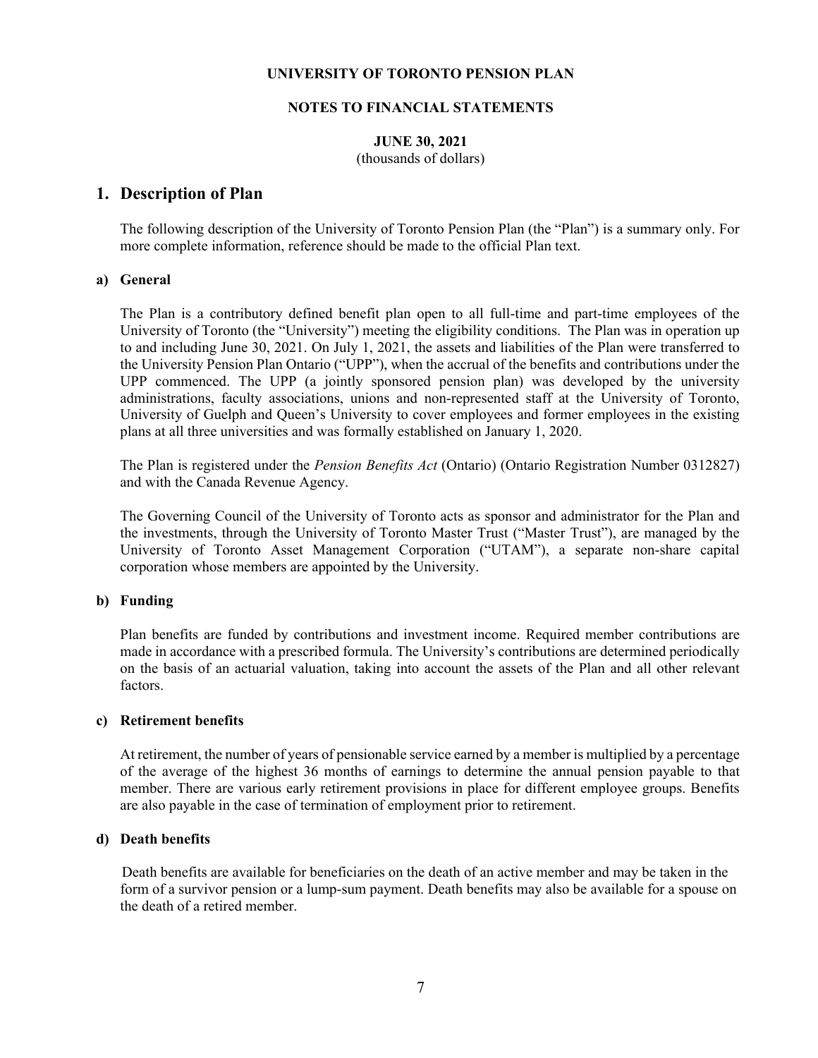**UNIVERSITY OF TORONTO PENSION PLAN**

**NOTES TO FINANCIAL STATEMENTS**

**JUNE 30, 2021**
(thousands of dollars)

# 1. Description of Plan

The following description of the University of Toronto Pension Plan (the "Plan") is a summary only. For more complete information, reference should be made to the official Plan text.

### a) General

The Plan is a contributory defined benefit plan open to all full-time and part-time employees of the University of Toronto (the "University") meeting the eligibility conditions. The Plan was in operation up to and including June 30, 2021. On July 1, 2021, the assets and liabilities of the Plan were transferred to the University Pension Plan Ontario ("UPP"), when the accrual of the benefits and contributions under the UPP commenced. The UPP (a jointly sponsored pension plan) was developed by the university administrations, faculty associations, unions and non-represented staff at the University of Toronto, University of Guelph and Queen's University to cover employees and former employees in the existing plans at all three universities and was formally established on January 1, 2020.

The Plan is registered under the *Pension Benefits Act* (Ontario) (Ontario Registration Number 0312827) and with the Canada Revenue Agency.

The Governing Council of the University of Toronto acts as sponsor and administrator for the Plan and the investments, through the University of Toronto Master Trust ("Master Trust"), are managed by the University of Toronto Asset Management Corporation ("UTAM"), a separate non-share capital corporation whose members are appointed by the University.

### b) Funding

Plan benefits are funded by contributions and investment income. Required member contributions are made in accordance with a prescribed formula. The University's contributions are determined periodically on the basis of an actuarial valuation, taking into account the assets of the Plan and all other relevant factors.

### c) Retirement benefits

At retirement, the number of years of pensionable service earned by a member is multiplied by a percentage of the average of the highest 36 months of earnings to determine the annual pension payable to that member. There are various early retirement provisions in place for different employee groups. Benefits are also payable in the case of termination of employment prior to retirement.

### d) Death benefits

Death benefits are available for beneficiaries on the death of an active member and may be taken in the form of a survivor pension or a lump-sum payment. Death benefits may also be available for a spouse on the death of a retired member.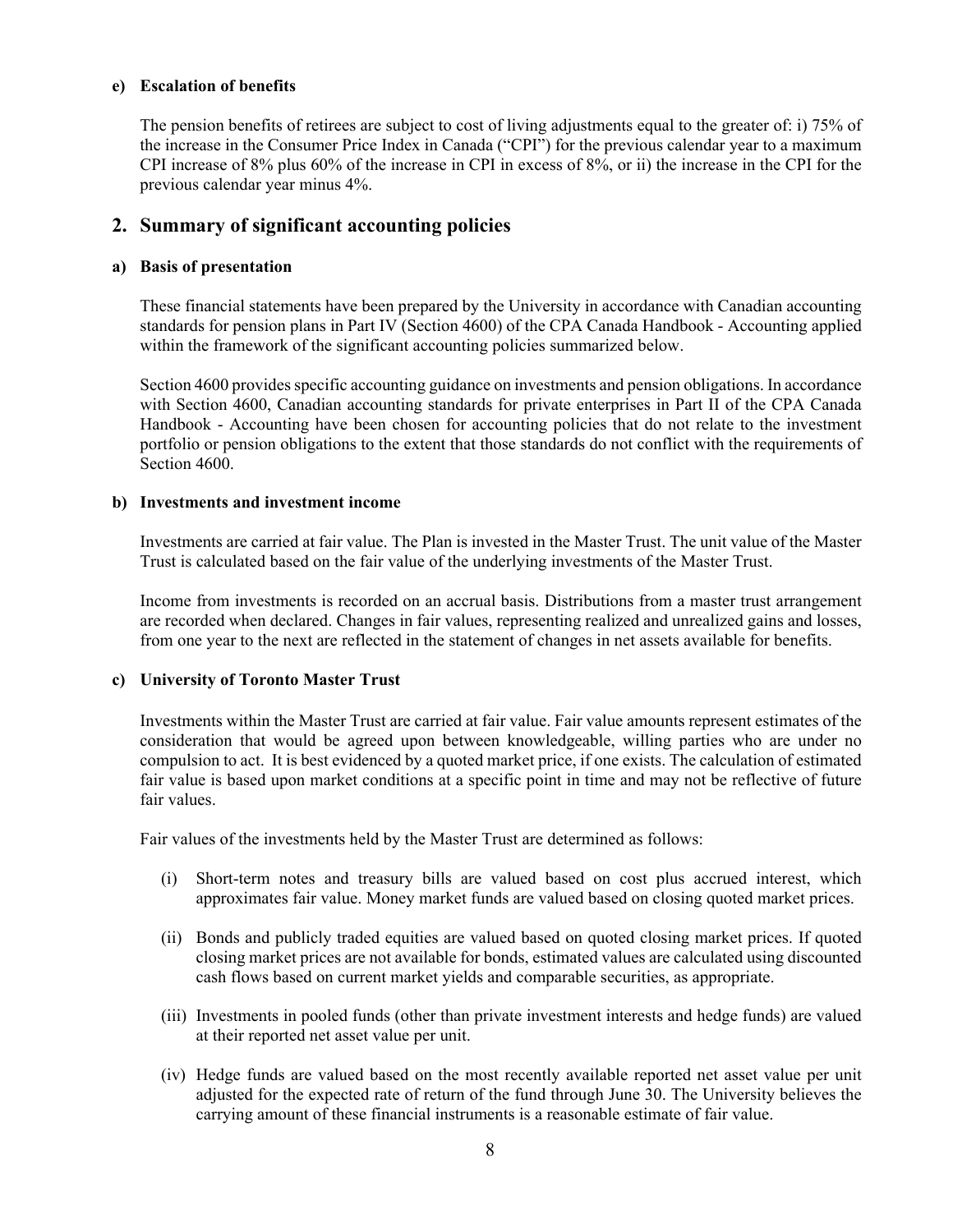#### e) Escalation of benefits

The pension benefits of retirees are subject to cost of living adjustments equal to the greater of: i) 75% of the increase in the Consumer Price Index in Canada ("CPI") for the previous calendar year to a maximum CPI increase of 8% plus 60% of the increase in CPI in excess of 8%, or ii) the increase in the CPI for the previous calendar year minus 4%.

## 2. Summary of significant accounting policies

#### a) Basis of presentation

These financial statements have been prepared by the University in accordance with Canadian accounting standards for pension plans in Part IV (Section 4600) of the CPA Canada Handbook - Accounting applied within the framework of the significant accounting policies summarized below.

Section 4600 provides specific accounting guidance on investments and pension obligations. In accordance with Section 4600, Canadian accounting standards for private enterprises in Part II of the CPA Canada Handbook - Accounting have been chosen for accounting policies that do not relate to the investment portfolio or pension obligations to the extent that those standards do not conflict with the requirements of Section 4600.

#### b) Investments and investment income

Investments are carried at fair value. The Plan is invested in the Master Trust. The unit value of the Master Trust is calculated based on the fair value of the underlying investments of the Master Trust.

Income from investments is recorded on an accrual basis. Distributions from a master trust arrangement are recorded when declared. Changes in fair values, representing realized and unrealized gains and losses, from one year to the next are reflected in the statement of changes in net assets available for benefits.

#### c) University of Toronto Master Trust

Investments within the Master Trust are carried at fair value. Fair value amounts represent estimates of the consideration that would be agreed upon between knowledgeable, willing parties who are under no compulsion to act. It is best evidenced by a quoted market price, if one exists. The calculation of estimated fair value is based upon market conditions at a specific point in time and may not be reflective of future fair values.

Fair values of the investments held by the Master Trust are determined as follows:

(i) Short-term notes and treasury bills are valued based on cost plus accrued interest, which approximates fair value. Money market funds are valued based on closing quoted market prices.

(ii) Bonds and publicly traded equities are valued based on quoted closing market prices. If quoted closing market prices are not available for bonds, estimated values are calculated using discounted cash flows based on current market yields and comparable securities, as appropriate.

(iii) Investments in pooled funds (other than private investment interests and hedge funds) are valued at their reported net asset value per unit.

(iv) Hedge funds are valued based on the most recently available reported net asset value per unit adjusted for the expected rate of return of the fund through June 30. The University believes the carrying amount of these financial instruments is a reasonable estimate of fair value.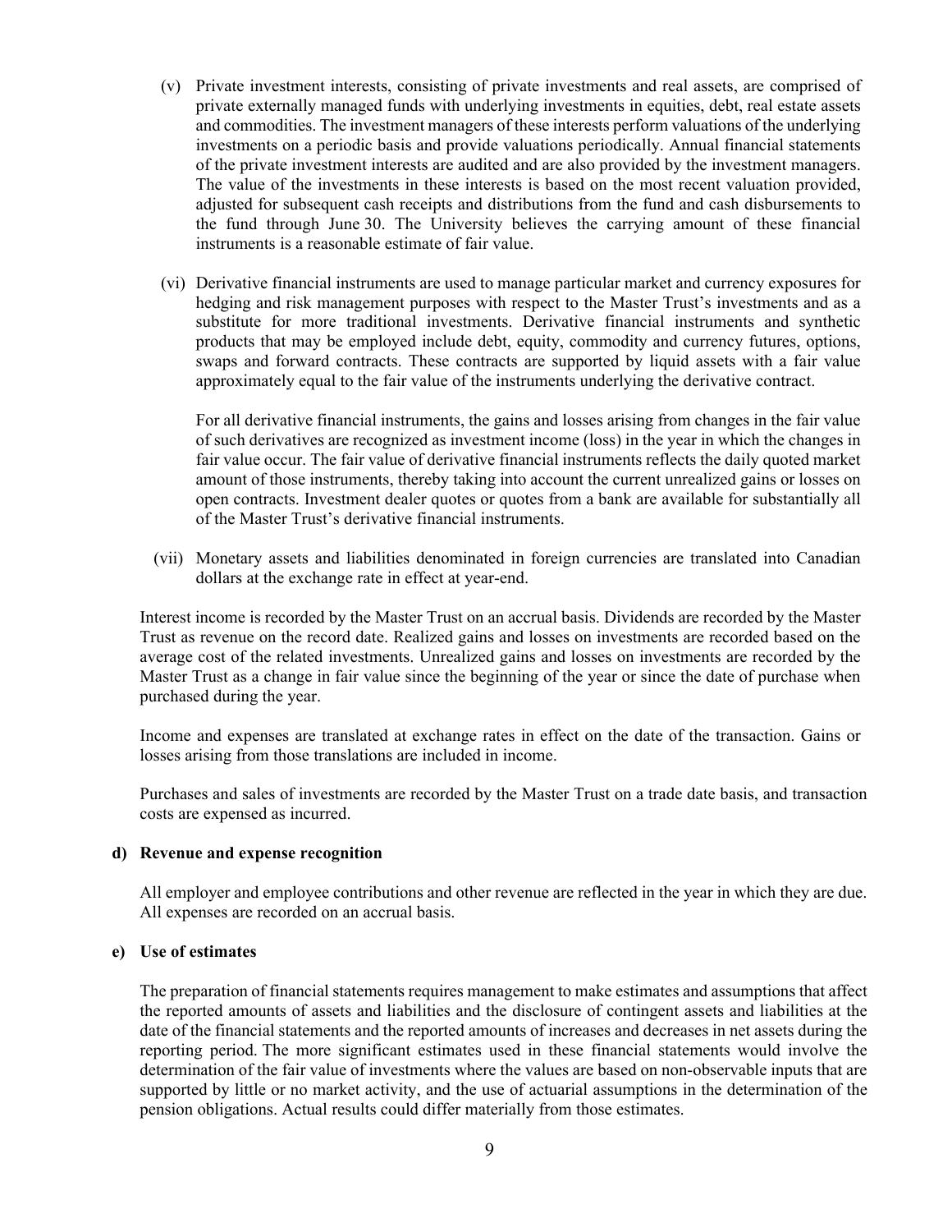(v) Private investment interests, consisting of private investments and real assets, are comprised of private externally managed funds with underlying investments in equities, debt, real estate assets and commodities. The investment managers of these interests perform valuations of the underlying investments on a periodic basis and provide valuations periodically. Annual financial statements of the private investment interests are audited and are also provided by the investment managers. The value of the investments in these interests is based on the most recent valuation provided, adjusted for subsequent cash receipts and distributions from the fund and cash disbursements to the fund through June 30. The University believes the carrying amount of these financial instruments is a reasonable estimate of fair value.

(vi) Derivative financial instruments are used to manage particular market and currency exposures for hedging and risk management purposes with respect to the Master Trust's investments and as a substitute for more traditional investments. Derivative financial instruments and synthetic products that may be employed include debt, equity, commodity and currency futures, options, swaps and forward contracts. These contracts are supported by liquid assets with a fair value approximately equal to the fair value of the instruments underlying the derivative contract.

For all derivative financial instruments, the gains and losses arising from changes in the fair value of such derivatives are recognized as investment income (loss) in the year in which the changes in fair value occur. The fair value of derivative financial instruments reflects the daily quoted market amount of those instruments, thereby taking into account the current unrealized gains or losses on open contracts. Investment dealer quotes or quotes from a bank are available for substantially all of the Master Trust's derivative financial instruments.

(vii) Monetary assets and liabilities denominated in foreign currencies are translated into Canadian dollars at the exchange rate in effect at year-end.

Interest income is recorded by the Master Trust on an accrual basis. Dividends are recorded by the Master Trust as revenue on the record date. Realized gains and losses on investments are recorded based on the average cost of the related investments. Unrealized gains and losses on investments are recorded by the Master Trust as a change in fair value since the beginning of the year or since the date of purchase when purchased during the year.

Income and expenses are translated at exchange rates in effect on the date of the transaction. Gains or losses arising from those translations are included in income.

Purchases and sales of investments are recorded by the Master Trust on a trade date basis, and transaction costs are expensed as incurred.

**d) Revenue and expense recognition**

All employer and employee contributions and other revenue are reflected in the year in which they are due. All expenses are recorded on an accrual basis.

**e) Use of estimates**

The preparation of financial statements requires management to make estimates and assumptions that affect the reported amounts of assets and liabilities and the disclosure of contingent assets and liabilities at the date of the financial statements and the reported amounts of increases and decreases in net assets during the reporting period. The more significant estimates used in these financial statements would involve the determination of the fair value of investments where the values are based on non-observable inputs that are supported by little or no market activity, and the use of actuarial assumptions in the determination of the pension obligations. Actual results could differ materially from those estimates.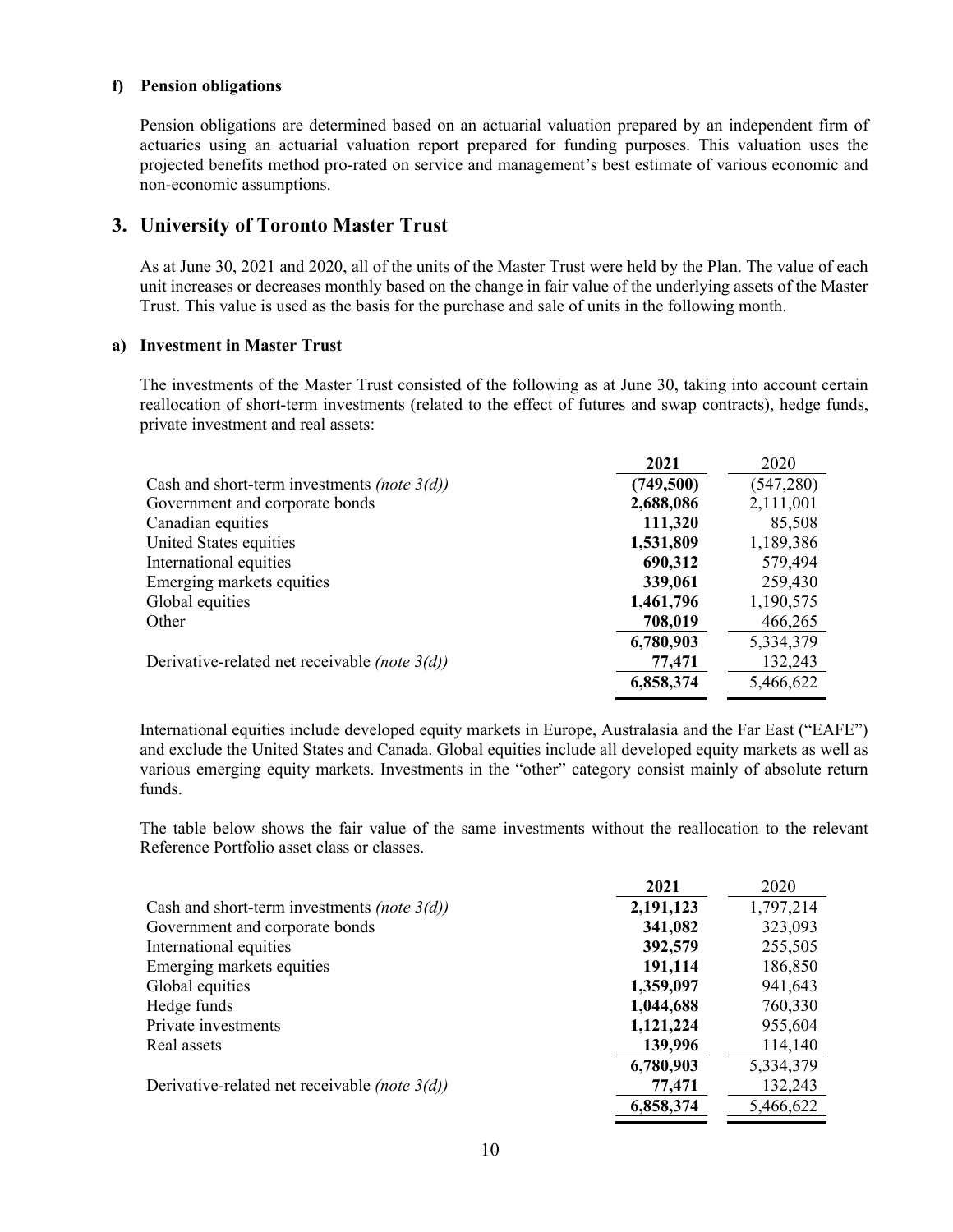### f) Pension obligations

Pension obligations are determined based on an actuarial valuation prepared by an independent firm of actuaries using an actuarial valuation report prepared for funding purposes. This valuation uses the projected benefits method pro-rated on service and management's best estimate of various economic and non-economic assumptions.

## 3. University of Toronto Master Trust

As at June 30, 2021 and 2020, all of the units of the Master Trust were held by the Plan. The value of each unit increases or decreases monthly based on the change in fair value of the underlying assets of the Master Trust. This value is used as the basis for the purchase and sale of units in the following month.

### a) Investment in Master Trust

The investments of the Master Trust consisted of the following as at June 30, taking into account certain reallocation of short-term investments (related to the effect of futures and swap contracts), hedge funds, private investment and real assets:

| | **2021** | 2020 |
|---|---|---|
| Cash and short-term investments *(note 3(d))* | **(749,500)** | (547,280) |
| Government and corporate bonds | **2,688,086** | 2,111,001 |
| Canadian equities | **111,320** | 85,508 |
| United States equities | **1,531,809** | 1,189,386 |
| International equities | **690,312** | 579,494 |
| Emerging markets equities | **339,061** | 259,430 |
| Global equities | **1,461,796** | 1,190,575 |
| Other | **708,019** | 466,265 |
| | **6,780,903** | 5,334,379 |
| Derivative-related net receivable *(note 3(d))* | **77,471** | 132,243 |
| | **6,858,374** | 5,466,622 |

International equities include developed equity markets in Europe, Australasia and the Far East ("EAFE") and exclude the United States and Canada. Global equities include all developed equity markets as well as various emerging equity markets. Investments in the "other" category consist mainly of absolute return funds.

The table below shows the fair value of the same investments without the reallocation to the relevant Reference Portfolio asset class or classes.

| | **2021** | 2020 |
|---|---|---|
| Cash and short-term investments *(note 3(d))* | **2,191,123** | 1,797,214 |
| Government and corporate bonds | **341,082** | 323,093 |
| International equities | **392,579** | 255,505 |
| Emerging markets equities | **191,114** | 186,850 |
| Global equities | **1,359,097** | 941,643 |
| Hedge funds | **1,044,688** | 760,330 |
| Private investments | **1,121,224** | 955,604 |
| Real assets | **139,996** | 114,140 |
| | **6,780,903** | 5,334,379 |
| Derivative-related net receivable *(note 3(d))* | **77,471** | 132,243 |
| | **6,858,374** | 5,466,622 |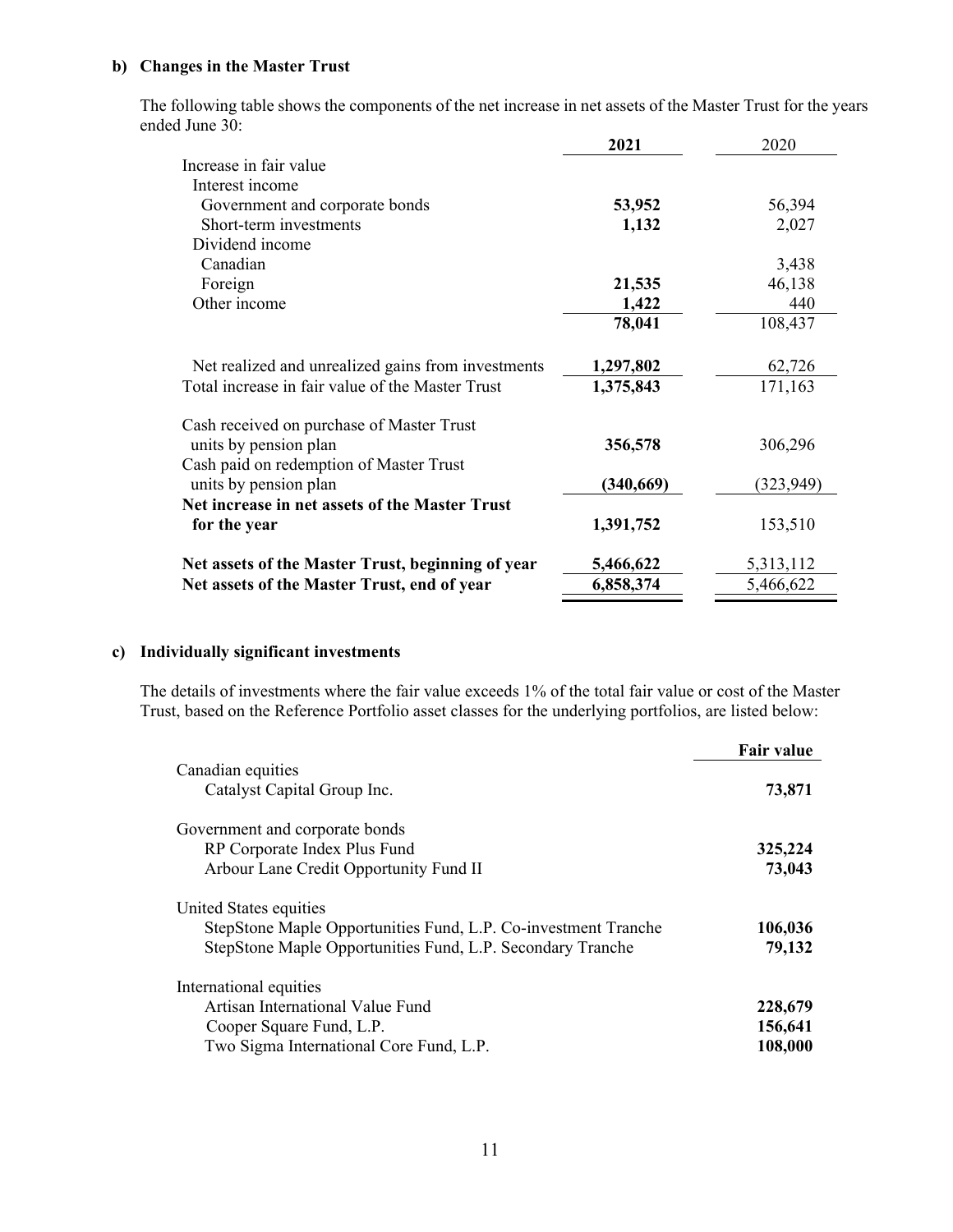**b) Changes in the Master Trust**

The following table shows the components of the net increase in net assets of the Master Trust for the years ended June 30:

| | **2021** | 2020 |
|---|---|---|
| Increase in fair value | | |
| Interest income | | |
| Government and corporate bonds | **53,952** | 56,394 |
| Short-term investments | **1,132** | 2,027 |
| Dividend income | | |
| Canadian | | 3,438 |
| Foreign | **21,535** | 46,138 |
| Other income | **1,422** | 440 |
| | **78,041** | 108,437 |
| Net realized and unrealized gains from investments | **1,297,802** | 62,726 |
| Total increase in fair value of the Master Trust | **1,375,843** | 171,163 |
| Cash received on purchase of Master Trust units by pension plan | **356,578** | 306,296 |
| Cash paid on redemption of Master Trust units by pension plan | **(340,669)** | (323,949) |
| **Net increase in net assets of the Master Trust for the year** | **1,391,752** | 153,510 |
| **Net assets of the Master Trust, beginning of year** | **5,466,622** | 5,313,112 |
| **Net assets of the Master Trust, end of year** | **6,858,374** | 5,466,622 |

**c) Individually significant investments**

The details of investments where the fair value exceeds 1% of the total fair value or cost of the Master Trust, based on the Reference Portfolio asset classes for the underlying portfolios, are listed below:

| | **Fair value** |
|---|---|
| Canadian equities | |
| Catalyst Capital Group Inc. | **73,871** |
| Government and corporate bonds | |
| RP Corporate Index Plus Fund | **325,224** |
| Arbour Lane Credit Opportunity Fund II | **73,043** |
| United States equities | |
| StepStone Maple Opportunities Fund, L.P. Co-investment Tranche | **106,036** |
| StepStone Maple Opportunities Fund, L.P. Secondary Tranche | **79,132** |
| International equities | |
| Artisan International Value Fund | **228,679** |
| Cooper Square Fund, L.P. | **156,641** |
| Two Sigma International Core Fund, L.P. | **108,000** |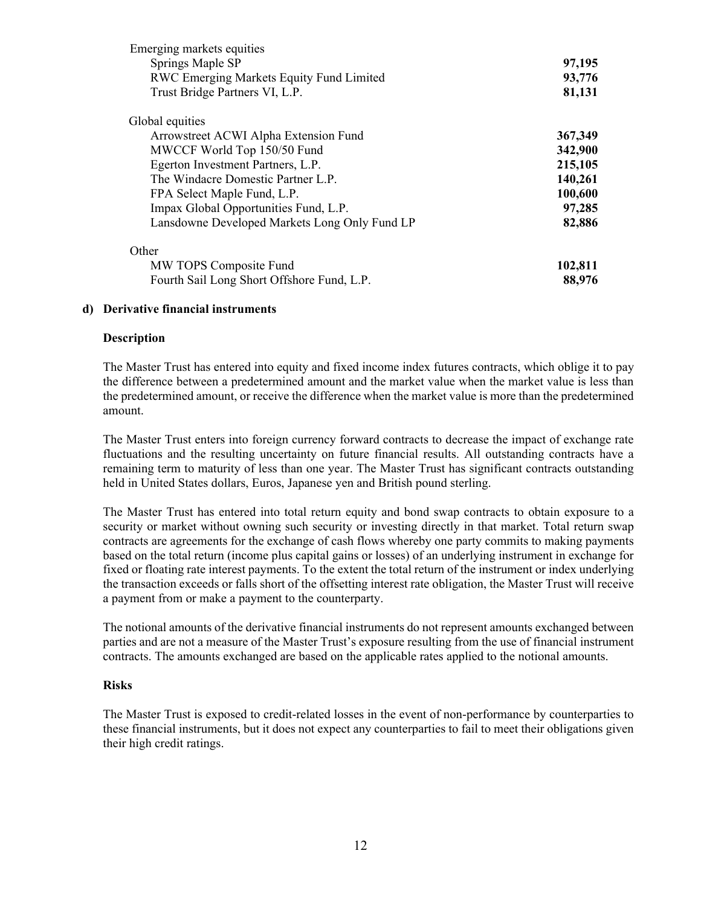| | |
|---|---|
| Emerging markets equities | |
| Springs Maple SP | **97,195** |
| RWC Emerging Markets Equity Fund Limited | **93,776** |
| Trust Bridge Partners VI, L.P. | **81,131** |
| Global equities | |
| Arrowstreet ACWI Alpha Extension Fund | **367,349** |
| MWCCF World Top 150/50 Fund | **342,900** |
| Egerton Investment Partners, L.P. | **215,105** |
| The Windacre Domestic Partner L.P. | **140,261** |
| FPA Select Maple Fund, L.P. | **100,600** |
| Impax Global Opportunities Fund, L.P. | **97,285** |
| Lansdowne Developed Markets Long Only Fund LP | **82,886** |
| Other | |
| MW TOPS Composite Fund | **102,811** |
| Fourth Sail Long Short Offshore Fund, L.P. | **88,976** |

**d) Derivative financial instruments**

**Description**

The Master Trust has entered into equity and fixed income index futures contracts, which oblige it to pay the difference between a predetermined amount and the market value when the market value is less than the predetermined amount, or receive the difference when the market value is more than the predetermined amount.

The Master Trust enters into foreign currency forward contracts to decrease the impact of exchange rate fluctuations and the resulting uncertainty on future financial results. All outstanding contracts have a remaining term to maturity of less than one year. The Master Trust has significant contracts outstanding held in United States dollars, Euros, Japanese yen and British pound sterling.

The Master Trust has entered into total return equity and bond swap contracts to obtain exposure to a security or market without owning such security or investing directly in that market. Total return swap contracts are agreements for the exchange of cash flows whereby one party commits to making payments based on the total return (income plus capital gains or losses) of an underlying instrument in exchange for fixed or floating rate interest payments. To the extent the total return of the instrument or index underlying the transaction exceeds or falls short of the offsetting interest rate obligation, the Master Trust will receive a payment from or make a payment to the counterparty.

The notional amounts of the derivative financial instruments do not represent amounts exchanged between parties and are not a measure of the Master Trust's exposure resulting from the use of financial instrument contracts. The amounts exchanged are based on the applicable rates applied to the notional amounts.

**Risks**

The Master Trust is exposed to credit-related losses in the event of non-performance by counterparties to these financial instruments, but it does not expect any counterparties to fail to meet their obligations given their high credit ratings.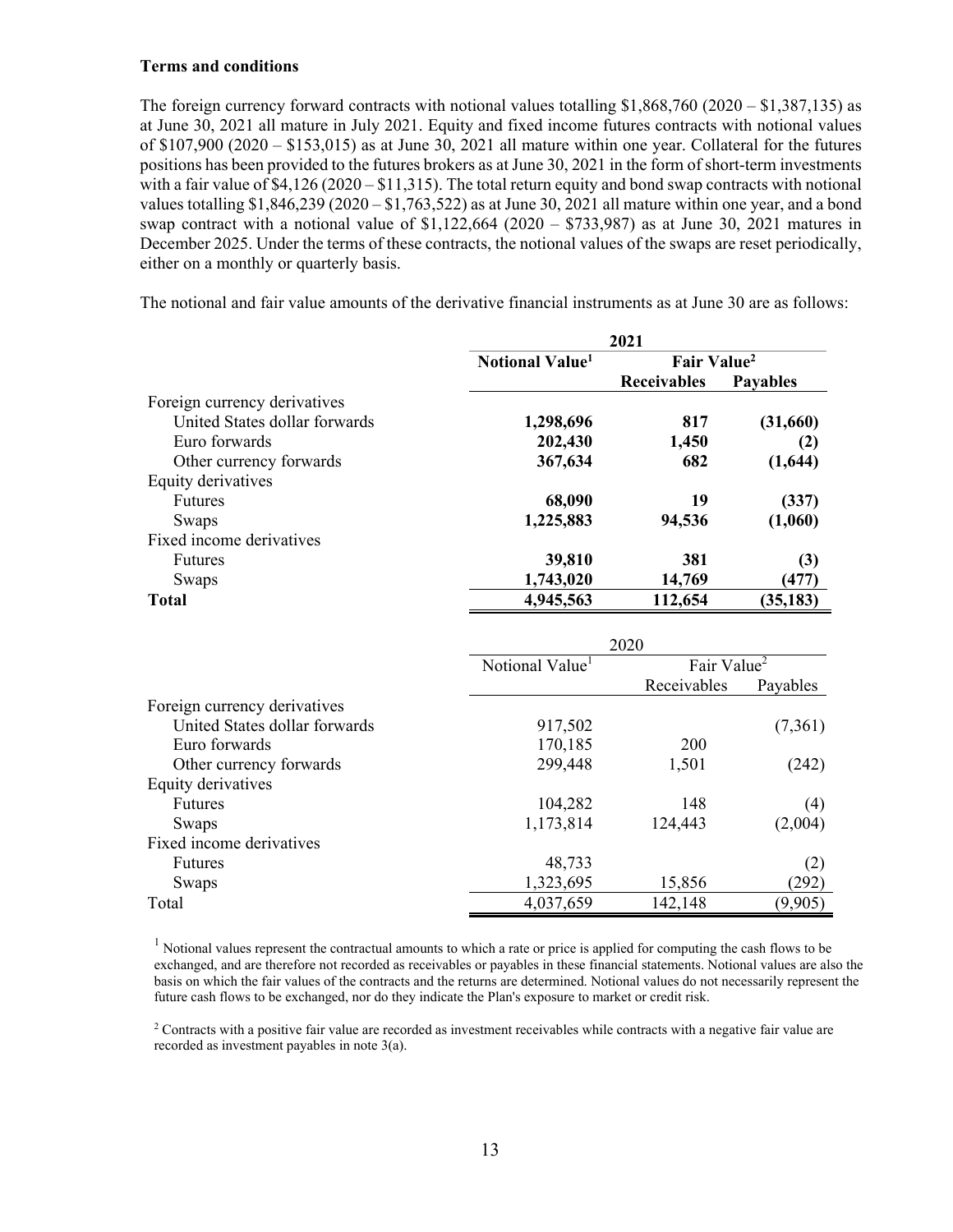**Terms and conditions**

The foreign currency forward contracts with notional values totalling $1,868,760 (2020 – $1,387,135) as at June 30, 2021 all mature in July 2021. Equity and fixed income futures contracts with notional values of $107,900 (2020 – $153,015) as at June 30, 2021 all mature within one year. Collateral for the futures positions has been provided to the futures brokers as at June 30, 2021 in the form of short-term investments with a fair value of $4,126 (2020 – $11,315). The total return equity and bond swap contracts with notional values totalling $1,846,239 (2020 – $1,763,522) as at June 30, 2021 all mature within one year, and a bond swap contract with a notional value of $1,122,664 (2020 – $733,987) as at June 30, 2021 matures in December 2025. Under the terms of these contracts, the notional values of the swaps are reset periodically, either on a monthly or quarterly basis.

The notional and fair value amounts of the derivative financial instruments as at June 30 are as follows:

| | **2021** | | |
|---|---|---|---|
| | **Notional Value[1]** | **Fair Value[2]** | |
| | | **Receivables** | **Payables** |
| Foreign currency derivatives | | | |
| United States dollar forwards | **1,298,696** | **817** | **(31,660)** |
| Euro forwards | **202,430** | **1,450** | **(2)** |
| Other currency forwards | **367,634** | **682** | **(1,644)** |
| Equity derivatives | | | |
| Futures | **68,090** | **19** | **(337)** |
| Swaps | **1,225,883** | **94,536** | **(1,060)** |
| Fixed income derivatives | | | |
| Futures | **39,810** | **381** | **(3)** |
| Swaps | **1,743,020** | **14,769** | **(477)** |
| **Total** | **4,945,563** | **112,654** | **(35,183)** |

| | 2020 | | |
|---|---|---|---|
| | Notional Value[1] | Fair Value[2] | |
| | | Receivables | Payables |
| Foreign currency derivatives | | | |
| United States dollar forwards | 917,502 | | (7,361) |
| Euro forwards | 170,185 | 200 | |
| Other currency forwards | 299,448 | 1,501 | (242) |
| Equity derivatives | | | |
| Futures | 104,282 | 148 | (4) |
| Swaps | 1,173,814 | 124,443 | (2,004) |
| Fixed income derivatives | | | |
| Futures | 48,733 | | (2) |
| Swaps | 1,323,695 | 15,856 | (292) |
| Total | 4,037,659 | 142,148 | (9,905) |

[1] Notional values represent the contractual amounts to which a rate or price is applied for computing the cash flows to be exchanged, and are therefore not recorded as receivables or payables in these financial statements. Notional values are also the basis on which the fair values of the contracts and the returns are determined. Notional values do not necessarily represent the future cash flows to be exchanged, nor do they indicate the Plan's exposure to market or credit risk.

[2] Contracts with a positive fair value are recorded as investment receivables while contracts with a negative fair value are recorded as investment payables in note 3(a).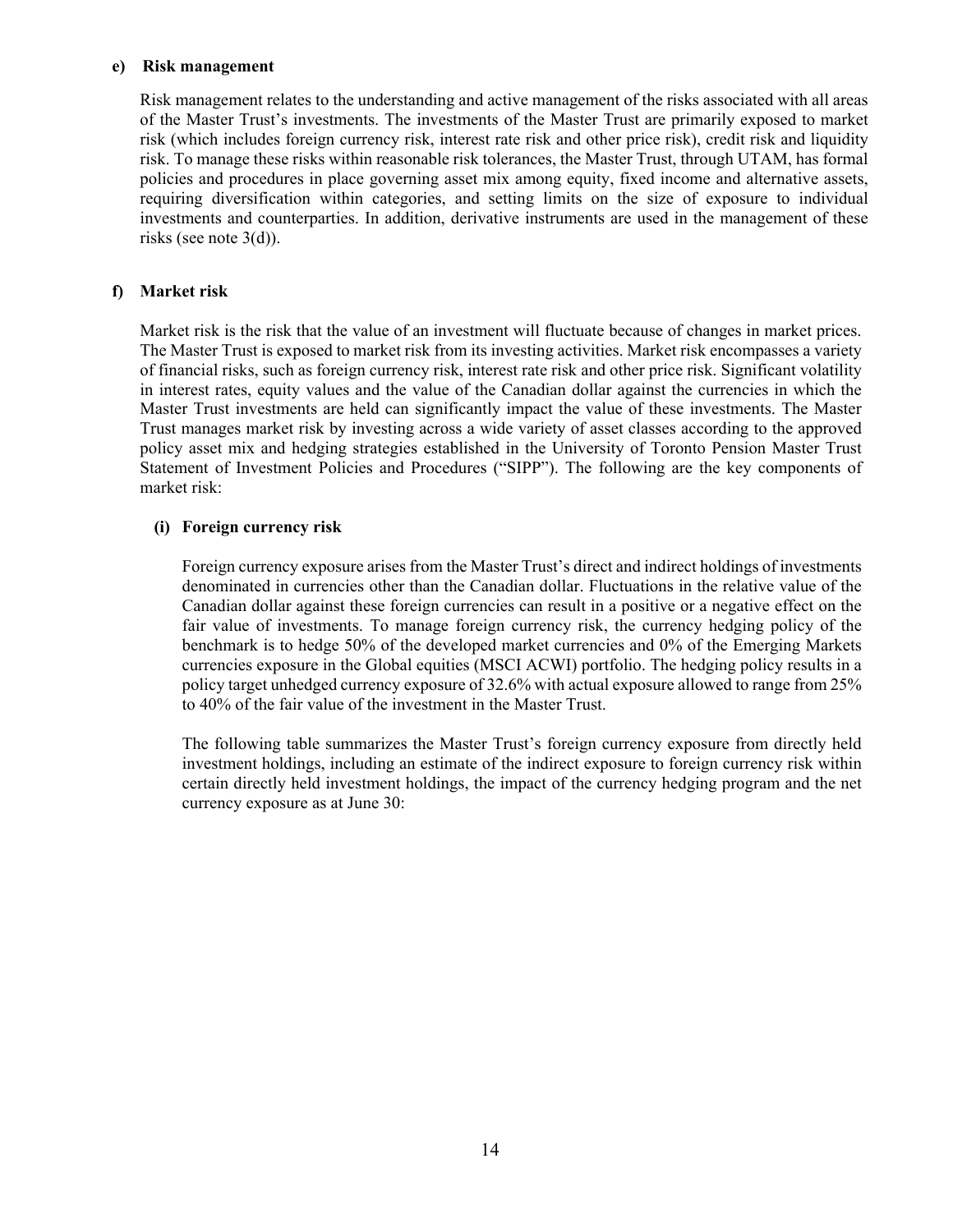#### e) Risk management

Risk management relates to the understanding and active management of the risks associated with all areas of the Master Trust's investments. The investments of the Master Trust are primarily exposed to market risk (which includes foreign currency risk, interest rate risk and other price risk), credit risk and liquidity risk. To manage these risks within reasonable risk tolerances, the Master Trust, through UTAM, has formal policies and procedures in place governing asset mix among equity, fixed income and alternative assets, requiring diversification within categories, and setting limits on the size of exposure to individual investments and counterparties. In addition, derivative instruments are used in the management of these risks (see note 3(d)).

#### f) Market risk

Market risk is the risk that the value of an investment will fluctuate because of changes in market prices. The Master Trust is exposed to market risk from its investing activities. Market risk encompasses a variety of financial risks, such as foreign currency risk, interest rate risk and other price risk. Significant volatility in interest rates, equity values and the value of the Canadian dollar against the currencies in which the Master Trust investments are held can significantly impact the value of these investments. The Master Trust manages market risk by investing across a wide variety of asset classes according to the approved policy asset mix and hedging strategies established in the University of Toronto Pension Master Trust Statement of Investment Policies and Procedures ("SIPP"). The following are the key components of market risk:

##### (i) Foreign currency risk

Foreign currency exposure arises from the Master Trust's direct and indirect holdings of investments denominated in currencies other than the Canadian dollar. Fluctuations in the relative value of the Canadian dollar against these foreign currencies can result in a positive or a negative effect on the fair value of investments. To manage foreign currency risk, the currency hedging policy of the benchmark is to hedge 50% of the developed market currencies and 0% of the Emerging Markets currencies exposure in the Global equities (MSCI ACWI) portfolio. The hedging policy results in a policy target unhedged currency exposure of 32.6% with actual exposure allowed to range from 25% to 40% of the fair value of the investment in the Master Trust.

The following table summarizes the Master Trust's foreign currency exposure from directly held investment holdings, including an estimate of the indirect exposure to foreign currency risk within certain directly held investment holdings, the impact of the currency hedging program and the net currency exposure as at June 30: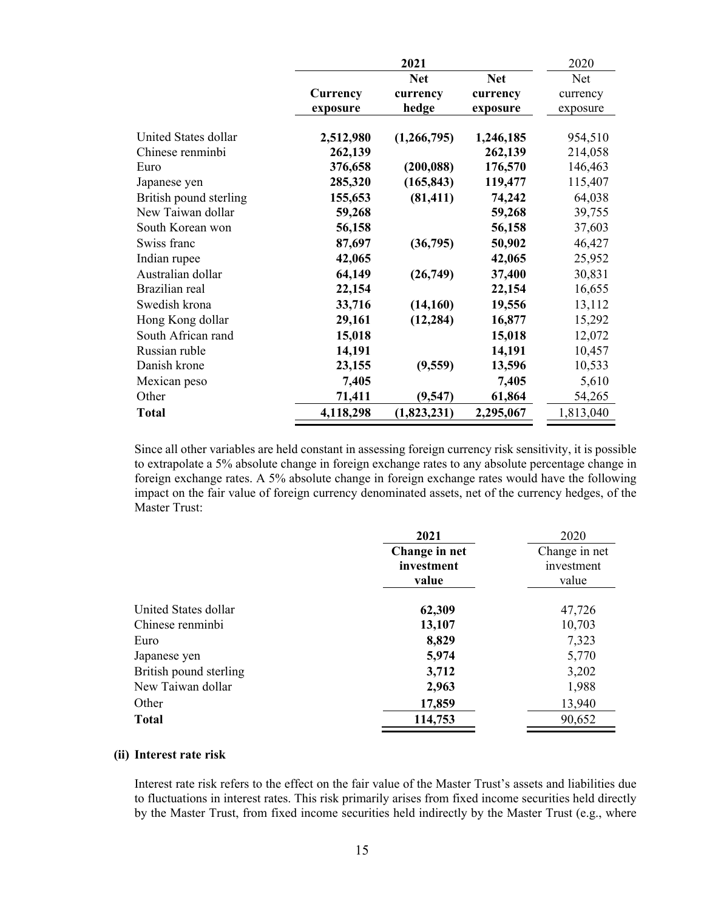| | 2021 | | | 2020 |
|---|---|---|---|---|
| | **Currency exposure** | **Net currency hedge** | **Net currency exposure** | Net currency exposure |
| United States dollar | **2,512,980** | **(1,266,795)** | **1,246,185** | 954,510 |
| Chinese renminbi | **262,139** | | **262,139** | 214,058 |
| Euro | **376,658** | **(200,088)** | **176,570** | 146,463 |
| Japanese yen | **285,320** | **(165,843)** | **119,477** | 115,407 |
| British pound sterling | **155,653** | **(81,411)** | **74,242** | 64,038 |
| New Taiwan dollar | **59,268** | | **59,268** | 39,755 |
| South Korean won | **56,158** | | **56,158** | 37,603 |
| Swiss franc | **87,697** | **(36,795)** | **50,902** | 46,427 |
| Indian rupee | **42,065** | | **42,065** | 25,952 |
| Australian dollar | **64,149** | **(26,749)** | **37,400** | 30,831 |
| Brazilian real | **22,154** | | **22,154** | 16,655 |
| Swedish krona | **33,716** | **(14,160)** | **19,556** | 13,112 |
| Hong Kong dollar | **29,161** | **(12,284)** | **16,877** | 15,292 |
| South African rand | **15,018** | | **15,018** | 12,072 |
| Russian ruble | **14,191** | | **14,191** | 10,457 |
| Danish krone | **23,155** | **(9,559)** | **13,596** | 10,533 |
| Mexican peso | **7,405** | | **7,405** | 5,610 |
| Other | **71,411** | **(9,547)** | **61,864** | 54,265 |
| **Total** | **4,118,298** | **(1,823,231)** | **2,295,067** | 1,813,040 |

Since all other variables are held constant in assessing foreign currency risk sensitivity, it is possible to extrapolate a 5% absolute change in foreign exchange rates to any absolute percentage change in foreign exchange rates. A 5% absolute change in foreign exchange rates would have the following impact on the fair value of foreign currency denominated assets, net of the currency hedges, of the Master Trust:

| | 2021 | 2020 |
|---|---|---|
| | **Change in net investment value** | Change in net investment value |
| United States dollar | **62,309** | 47,726 |
| Chinese renminbi | **13,107** | 10,703 |
| Euro | **8,829** | 7,323 |
| Japanese yen | **5,974** | 5,770 |
| British pound sterling | **3,712** | 3,202 |
| New Taiwan dollar | **2,963** | 1,988 |
| Other | **17,859** | 13,940 |
| **Total** | **114,753** | 90,652 |

**(ii) Interest rate risk**

Interest rate risk refers to the effect on the fair value of the Master Trust's assets and liabilities due to fluctuations in interest rates. This risk primarily arises from fixed income securities held directly by the Master Trust, from fixed income securities held indirectly by the Master Trust (e.g., where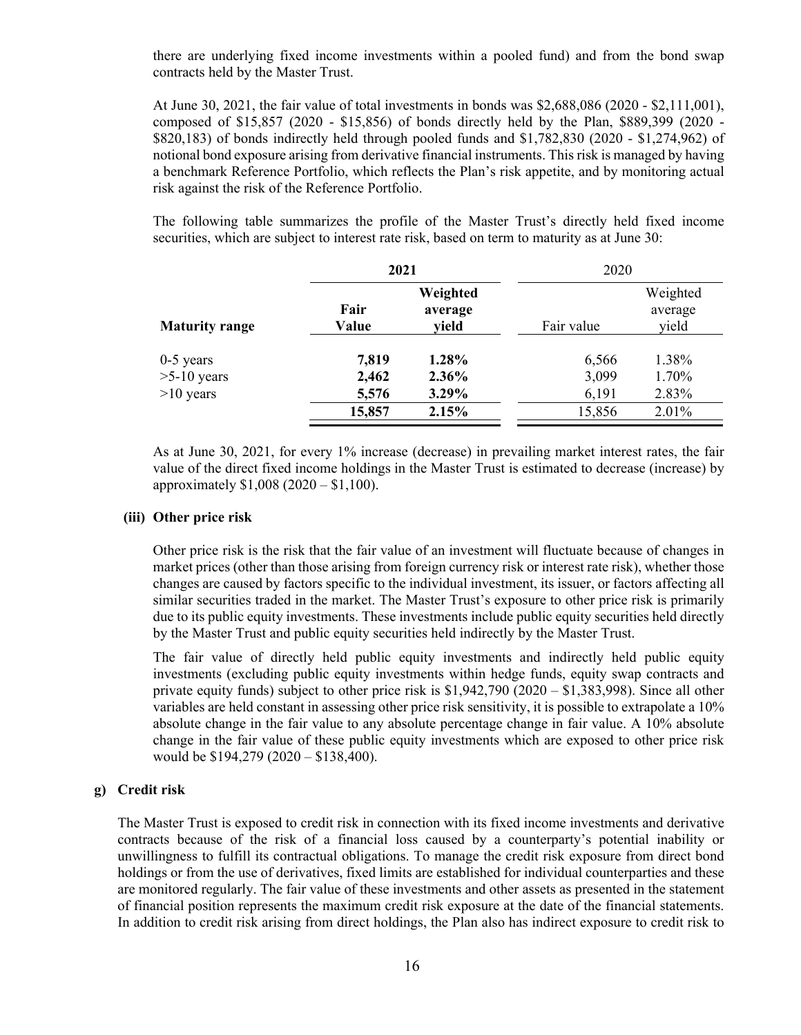there are underlying fixed income investments within a pooled fund) and from the bond swap contracts held by the Master Trust.

At June 30, 2021, the fair value of total investments in bonds was $2,688,086 (2020 - $2,111,001), composed of $15,857 (2020 - $15,856) of bonds directly held by the Plan, $889,399 (2020 - $820,183) of bonds indirectly held through pooled funds and $1,782,830 (2020 - $1,274,962) of notional bond exposure arising from derivative financial instruments. This risk is managed by having a benchmark Reference Portfolio, which reflects the Plan's risk appetite, and by monitoring actual risk against the risk of the Reference Portfolio.

The following table summarizes the profile of the Master Trust's directly held fixed income securities, which are subject to interest rate risk, based on term to maturity as at June 30:

| | **2021** | | 2020 | |
|---|---|---|---|---|
| **Maturity range** | **Fair Value** | **Weighted average yield** | Fair value | Weighted average yield |
| 0-5 years | **7,819** | **1.28%** | 6,566 | 1.38% |
| >5-10 years | **2,462** | **2.36%** | 3,099 | 1.70% |
| >10 years | **5,576** | **3.29%** | 6,191 | 2.83% |
| | **15,857** | **2.15%** | 15,856 | 2.01% |

As at June 30, 2021, for every 1% increase (decrease) in prevailing market interest rates, the fair value of the direct fixed income holdings in the Master Trust is estimated to decrease (increase) by approximately $1,008 (2020 – $1,100).

#### (iii) Other price risk

Other price risk is the risk that the fair value of an investment will fluctuate because of changes in market prices (other than those arising from foreign currency risk or interest rate risk), whether those changes are caused by factors specific to the individual investment, its issuer, or factors affecting all similar securities traded in the market. The Master Trust's exposure to other price risk is primarily due to its public equity investments. These investments include public equity securities held directly by the Master Trust and public equity securities held indirectly by the Master Trust.

The fair value of directly held public equity investments and indirectly held public equity investments (excluding public equity investments within hedge funds, equity swap contracts and private equity funds) subject to other price risk is $1,942,790 (2020 – $1,383,998). Since all other variables are held constant in assessing other price risk sensitivity, it is possible to extrapolate a 10% absolute change in the fair value to any absolute percentage change in fair value. A 10% absolute change in the fair value of these public equity investments which are exposed to other price risk would be $194,279 (2020 – $138,400).

### g) Credit risk

The Master Trust is exposed to credit risk in connection with its fixed income investments and derivative contracts because of the risk of a financial loss caused by a counterparty's potential inability or unwillingness to fulfill its contractual obligations. To manage the credit risk exposure from direct bond holdings or from the use of derivatives, fixed limits are established for individual counterparties and these are monitored regularly. The fair value of these investments and other assets as presented in the statement of financial position represents the maximum credit risk exposure at the date of the financial statements. In addition to credit risk arising from direct holdings, the Plan also has indirect exposure to credit risk to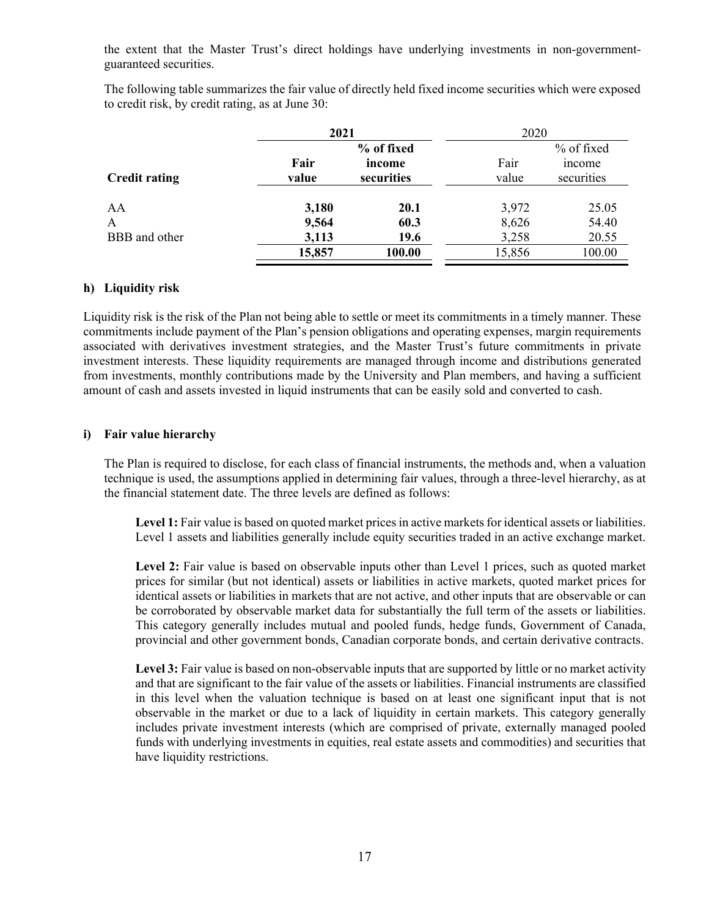the extent that the Master Trust's direct holdings have underlying investments in non-government-guaranteed securities.

The following table summarizes the fair value of directly held fixed income securities which were exposed to credit risk, by credit rating, as at June 30:

| | **2021** | | 2020 | |
|---|---|---|---|---|
| **Credit rating** | **Fair value** | **% of fixed income securities** | Fair value | % of fixed income securities |
| AA | **3,180** | **20.1** | 3,972 | 25.05 |
| A | **9,564** | **60.3** | 8,626 | 54.40 |
| BBB and other | **3,113** | **19.6** | 3,258 | 20.55 |
| | **15,857** | **100.00** | 15,856 | 100.00 |

**h) Liquidity risk**

Liquidity risk is the risk of the Plan not being able to settle or meet its commitments in a timely manner. These commitments include payment of the Plan's pension obligations and operating expenses, margin requirements associated with derivatives investment strategies, and the Master Trust's future commitments in private investment interests. These liquidity requirements are managed through income and distributions generated from investments, monthly contributions made by the University and Plan members, and having a sufficient amount of cash and assets invested in liquid instruments that can be easily sold and converted to cash.

**i) Fair value hierarchy**

The Plan is required to disclose, for each class of financial instruments, the methods and, when a valuation technique is used, the assumptions applied in determining fair values, through a three-level hierarchy, as at the financial statement date. The three levels are defined as follows:

**Level 1:** Fair value is based on quoted market prices in active markets for identical assets or liabilities. Level 1 assets and liabilities generally include equity securities traded in an active exchange market.

**Level 2:** Fair value is based on observable inputs other than Level 1 prices, such as quoted market prices for similar (but not identical) assets or liabilities in active markets, quoted market prices for identical assets or liabilities in markets that are not active, and other inputs that are observable or can be corroborated by observable market data for substantially the full term of the assets or liabilities. This category generally includes mutual and pooled funds, hedge funds, Government of Canada, provincial and other government bonds, Canadian corporate bonds, and certain derivative contracts.

**Level 3:** Fair value is based on non-observable inputs that are supported by little or no market activity and that are significant to the fair value of the assets or liabilities. Financial instruments are classified in this level when the valuation technique is based on at least one significant input that is not observable in the market or due to a lack of liquidity in certain markets. This category generally includes private investment interests (which are comprised of private, externally managed pooled funds with underlying investments in equities, real estate assets and commodities) and securities that have liquidity restrictions.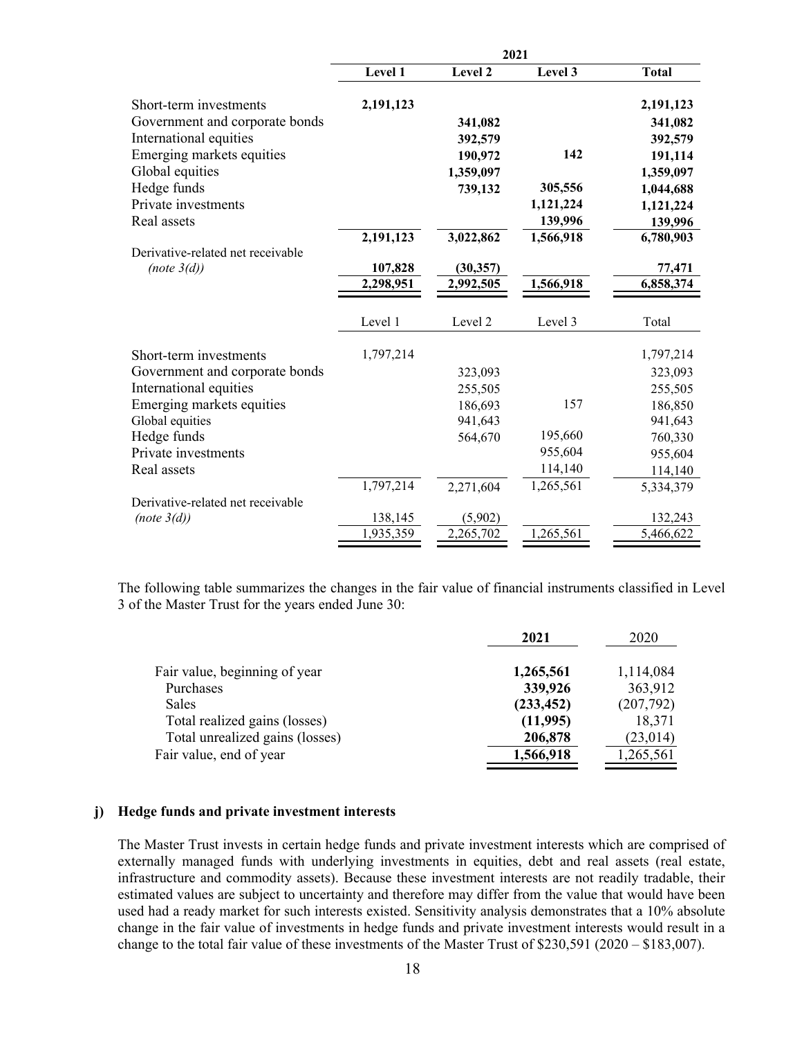| | 2021 | | | |
|---|---|---|---|---|
| | **Level 1** | **Level 2** | **Level 3** | **Total** |
| Short-term investments | **2,191,123** | | | **2,191,123** |
| Government and corporate bonds | | **341,082** | | **341,082** |
| International equities | | **392,579** | | **392,579** |
| Emerging markets equities | | **190,972** | **142** | **191,114** |
| Global equities | | **1,359,097** | | **1,359,097** |
| Hedge funds | | **739,132** | **305,556** | **1,044,688** |
| Private investments | | | **1,121,224** | **1,121,224** |
| Real assets | | | **139,996** | **139,996** |
| | **2,191,123** | **3,022,862** | **1,566,918** | **6,780,903** |
| Derivative-related net receivable *(note 3(d))* | **107,828** | **(30,357)** | | **77,471** |
| | **2,298,951** | **2,992,505** | **1,566,918** | **6,858,374** |

| | Level 1 | Level 2 | Level 3 | Total |
|---|---|---|---|---|
| Short-term investments | 1,797,214 | | | 1,797,214 |
| Government and corporate bonds | | 323,093 | | 323,093 |
| International equities | | 255,505 | | 255,505 |
| Emerging markets equities | | 186,693 | 157 | 186,850 |
| Global equities | | 941,643 | | 941,643 |
| Hedge funds | | 564,670 | 195,660 | 760,330 |
| Private investments | | | 955,604 | 955,604 |
| Real assets | | | 114,140 | 114,140 |
| | 1,797,214 | 2,271,604 | 1,265,561 | 5,334,379 |
| Derivative-related net receivable *(note 3(d))* | 138,145 | (5,902) | | 132,243 |
| | 1,935,359 | 2,265,702 | 1,265,561 | 5,466,622 |

The following table summarizes the changes in the fair value of financial instruments classified in Level 3 of the Master Trust for the years ended June 30:

| | **2021** | 2020 |
|---|---|---|
| Fair value, beginning of year | **1,265,561** | 1,114,084 |
| Purchases | **339,926** | 363,912 |
| Sales | **(233,452)** | (207,792) |
| Total realized gains (losses) | **(11,995)** | 18,371 |
| Total unrealized gains (losses) | **206,878** | (23,014) |
| Fair value, end of year | **1,566,918** | 1,265,561 |

### j) Hedge funds and private investment interests

The Master Trust invests in certain hedge funds and private investment interests which are comprised of externally managed funds with underlying investments in equities, debt and real assets (real estate, infrastructure and commodity assets). Because these investment interests are not readily tradable, their estimated values are subject to uncertainty and therefore may differ from the value that would have been used had a ready market for such interests existed. Sensitivity analysis demonstrates that a 10% absolute change in the fair value of investments in hedge funds and private investment interests would result in a change to the total fair value of these investments of the Master Trust of $230,591 (2020 – $183,007).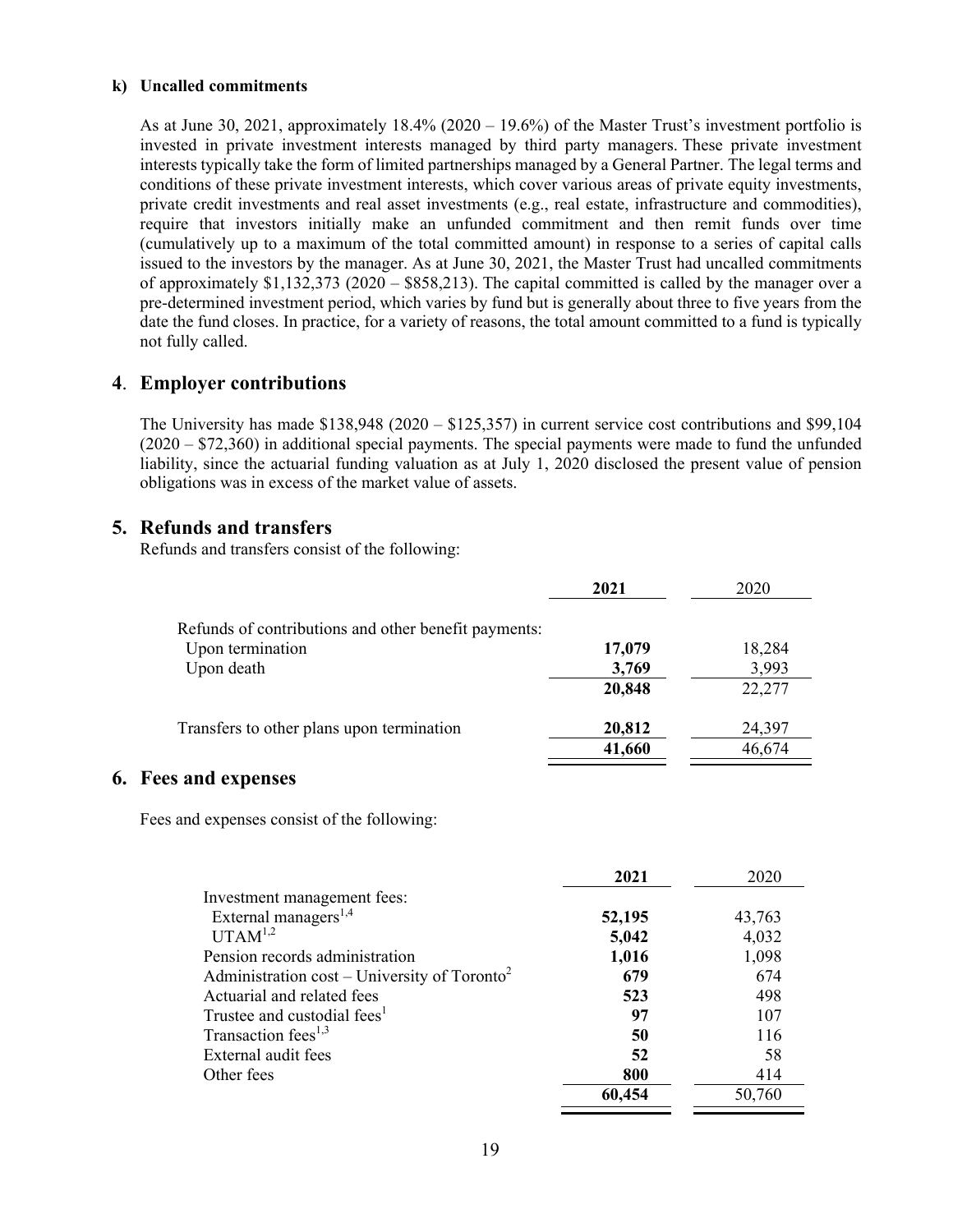**k) Uncalled commitments**

As at June 30, 2021, approximately 18.4% (2020 – 19.6%) of the Master Trust's investment portfolio is invested in private investment interests managed by third party managers. These private investment interests typically take the form of limited partnerships managed by a General Partner. The legal terms and conditions of these private investment interests, which cover various areas of private equity investments, private credit investments and real asset investments (e.g., real estate, infrastructure and commodities), require that investors initially make an unfunded commitment and then remit funds over time (cumulatively up to a maximum of the total committed amount) in response to a series of capital calls issued to the investors by the manager. As at June 30, 2021, the Master Trust had uncalled commitments of approximately $1,132,373 (2020 – $858,213). The capital committed is called by the manager over a pre-determined investment period, which varies by fund but is generally about three to five years from the date the fund closes. In practice, for a variety of reasons, the total amount committed to a fund is typically not fully called.

## 4. Employer contributions

The University has made $138,948 (2020 – $125,357) in current service cost contributions and $99,104 (2020 – $72,360) in additional special payments. The special payments were made to fund the unfunded liability, since the actuarial funding valuation as at July 1, 2020 disclosed the present value of pension obligations was in excess of the market value of assets.

## 5. Refunds and transfers

Refunds and transfers consist of the following:

| | **2021** | 2020 |
|---|---|---|
| Refunds of contributions and other benefit payments: | | |
| Upon termination | **17,079** | 18,284 |
| Upon death | **3,769** | 3,993 |
| | **20,848** | 22,277 |
| Transfers to other plans upon termination | **20,812** | 24,397 |
| | **41,660** | 46,674 |

## 6. Fees and expenses

Fees and expenses consist of the following:

| | **2021** | 2020 |
|---|---|---|
| Investment management fees: | | |
| External managers[1,4] | **52,195** | 43,763 |
| UTAM[1,2] | **5,042** | 4,032 |
| Pension records administration | **1,016** | 1,098 |
| Administration cost – University of Toronto[2] | **679** | 674 |
| Actuarial and related fees | **523** | 498 |
| Trustee and custodial fees[1] | **97** | 107 |
| Transaction fees[1,3] | **50** | 116 |
| External audit fees | **52** | 58 |
| Other fees | **800** | 414 |
| | **60,454** | 50,760 |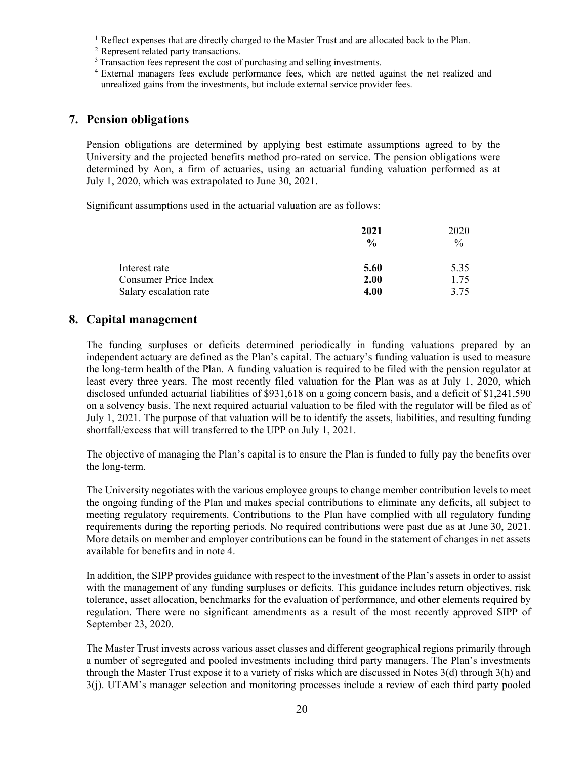[1] Reflect expenses that are directly charged to the Master Trust and are allocated back to the Plan.
[2] Represent related party transactions.
[3] Transaction fees represent the cost of purchasing and selling investments.
[4] External managers fees exclude performance fees, which are netted against the net realized and unrealized gains from the investments, but include external service provider fees.

## 7. Pension obligations

Pension obligations are determined by applying best estimate assumptions agreed to by the University and the projected benefits method pro-rated on service. The pension obligations were determined by Aon, a firm of actuaries, using an actuarial funding valuation performed as at July 1, 2020, which was extrapolated to June 30, 2021.

Significant assumptions used in the actuarial valuation are as follows:

| | **2021** | 2020 |
|---|---|---|
| | **%** | % |
| Interest rate | **5.60** | 5.35 |
| Consumer Price Index | **2.00** | 1.75 |
| Salary escalation rate | **4.00** | 3.75 |

## 8. Capital management

The funding surpluses or deficits determined periodically in funding valuations prepared by an independent actuary are defined as the Plan's capital. The actuary's funding valuation is used to measure the long-term health of the Plan. A funding valuation is required to be filed with the pension regulator at least every three years. The most recently filed valuation for the Plan was as at July 1, 2020, which disclosed unfunded actuarial liabilities of $931,618 on a going concern basis, and a deficit of $1,241,590 on a solvency basis. The next required actuarial valuation to be filed with the regulator will be filed as of July 1, 2021. The purpose of that valuation will be to identify the assets, liabilities, and resulting funding shortfall/excess that will transferred to the UPP on July 1, 2021.

The objective of managing the Plan's capital is to ensure the Plan is funded to fully pay the benefits over the long-term.

The University negotiates with the various employee groups to change member contribution levels to meet the ongoing funding of the Plan and makes special contributions to eliminate any deficits, all subject to meeting regulatory requirements. Contributions to the Plan have complied with all regulatory funding requirements during the reporting periods. No required contributions were past due as at June 30, 2021. More details on member and employer contributions can be found in the statement of changes in net assets available for benefits and in note 4.

In addition, the SIPP provides guidance with respect to the investment of the Plan's assets in order to assist with the management of any funding surpluses or deficits. This guidance includes return objectives, risk tolerance, asset allocation, benchmarks for the evaluation of performance, and other elements required by regulation. There were no significant amendments as a result of the most recently approved SIPP of September 23, 2020.

The Master Trust invests across various asset classes and different geographical regions primarily through a number of segregated and pooled investments including third party managers. The Plan's investments through the Master Trust expose it to a variety of risks which are discussed in Notes 3(d) through 3(h) and 3(j). UTAM's manager selection and monitoring processes include a review of each third party pooled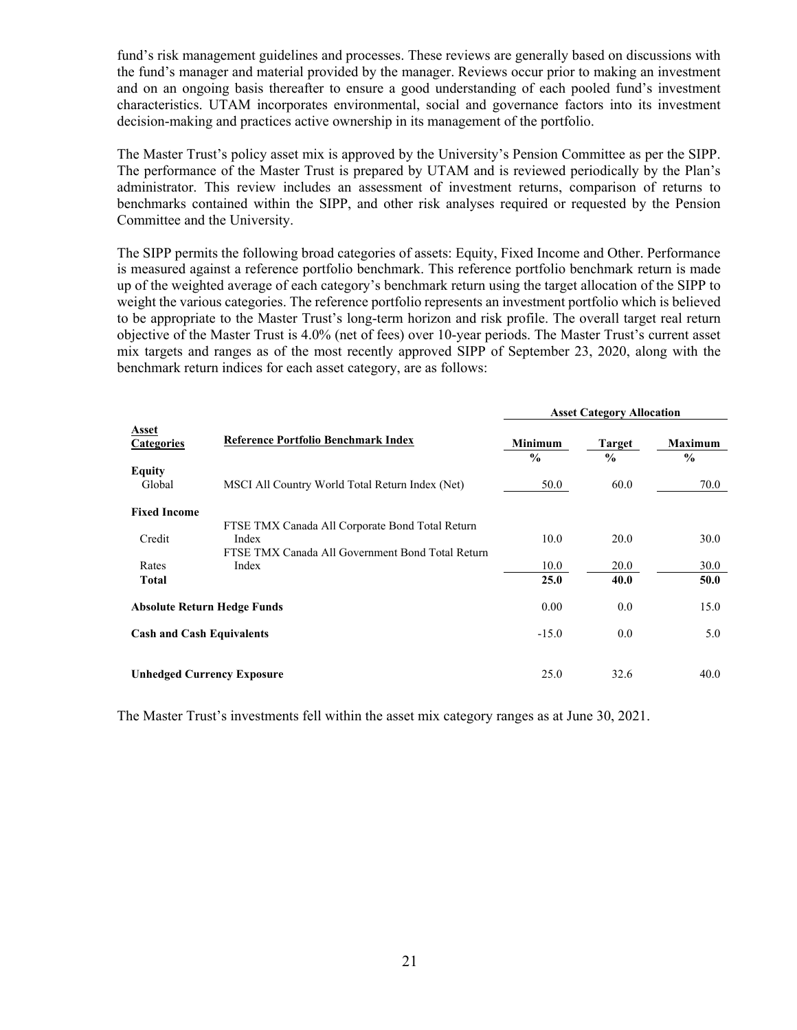fund's risk management guidelines and processes. These reviews are generally based on discussions with the fund's manager and material provided by the manager. Reviews occur prior to making an investment and on an ongoing basis thereafter to ensure a good understanding of each pooled fund's investment characteristics. UTAM incorporates environmental, social and governance factors into its investment decision-making and practices active ownership in its management of the portfolio.

The Master Trust's policy asset mix is approved by the University's Pension Committee as per the SIPP. The performance of the Master Trust is prepared by UTAM and is reviewed periodically by the Plan's administrator. This review includes an assessment of investment returns, comparison of returns to benchmarks contained within the SIPP, and other risk analyses required or requested by the Pension Committee and the University.

The SIPP permits the following broad categories of assets: Equity, Fixed Income and Other. Performance is measured against a reference portfolio benchmark. This reference portfolio benchmark return is made up of the weighted average of each category's benchmark return using the target allocation of the SIPP to weight the various categories. The reference portfolio represents an investment portfolio which is believed to be appropriate to the Master Trust's long-term horizon and risk profile. The overall target real return objective of the Master Trust is 4.0% (net of fees) over 10-year periods. The Master Trust's current asset mix targets and ranges as of the most recently approved SIPP of September 23, 2020, along with the benchmark return indices for each asset category, are as follows:

| | | Asset Category Allocation | | |
|---|---|---|---|---|
| **Asset Categories** | **Reference Portfolio Benchmark Index** | **Minimum** | **Target** | **Maximum** |
| | | **%** | **%** | **%** |
| **Equity** | | | | |
| Global | MSCI All Country World Total Return Index (Net) | 50.0 | 60.0 | 70.0 |
| **Fixed Income** | | | | |
| Credit | FTSE TMX Canada All Corporate Bond Total Return Index | 10.0 | 20.0 | 30.0 |
| Rates | FTSE TMX Canada All Government Bond Total Return Index | 10.0 | 20.0 | 30.0 |
| **Total** | | **25.0** | **40.0** | **50.0** |
| **Absolute Return Hedge Funds** | | 0.00 | 0.0 | 15.0 |
| **Cash and Cash Equivalents** | | -15.0 | 0.0 | 5.0 |
| **Unhedged Currency Exposure** | | 25.0 | 32.6 | 40.0 |

The Master Trust's investments fell within the asset mix category ranges as at June 30, 2021.